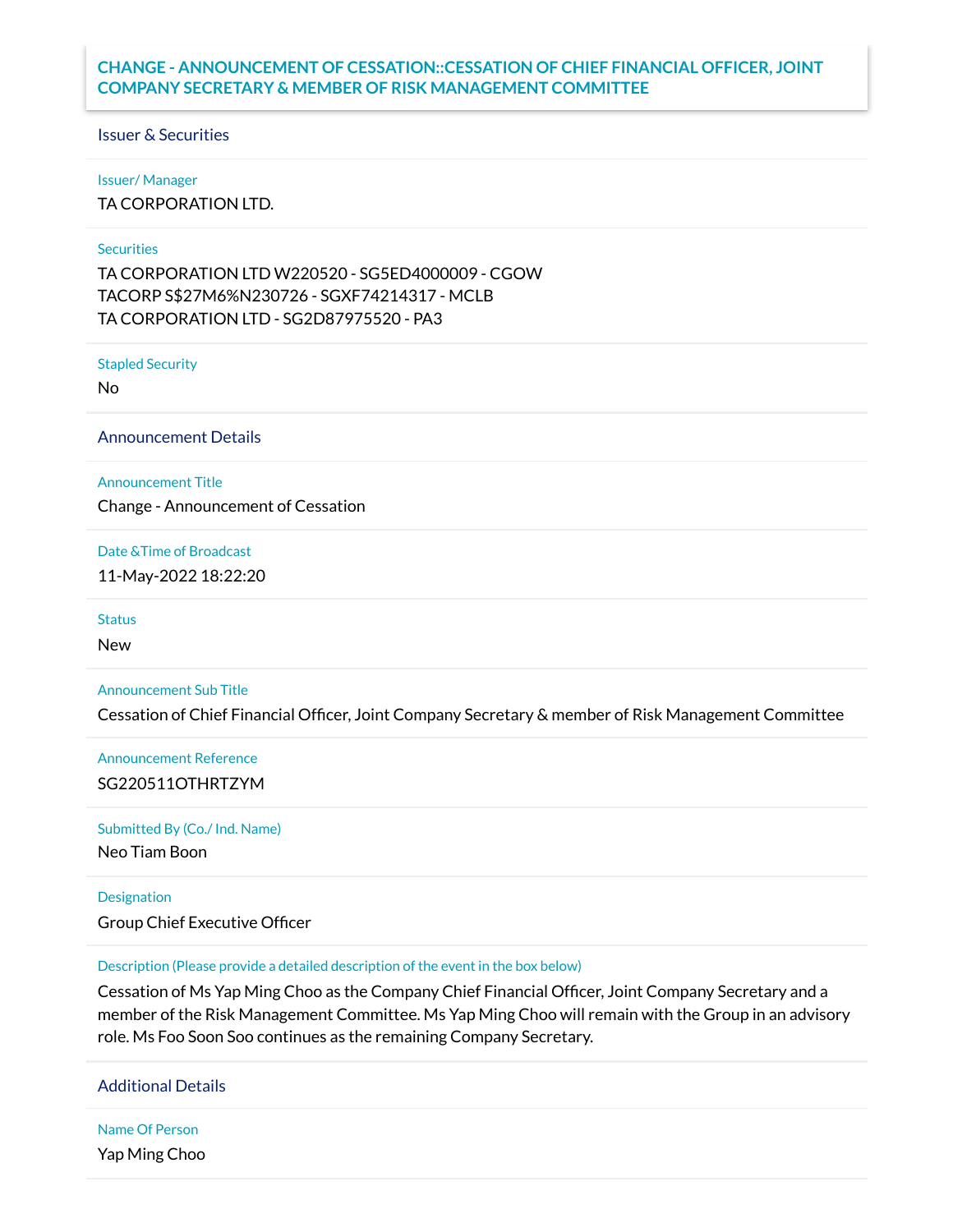# CHANGE - ANNOUNCEMENT OF CESSATION::CESSATION OF CHIEF FINANCIAL OFFICER, JOINT COMPANY SECRETARY & MEMBER OF RISK MANAGEMENT COMMITTEE

## Issuer & Securities

**Issuer/ Manager**

TA CORPORATION LTD.

**Securities**

TA CORPORATION LTD W220520 - SG5ED4000009 - CGOW
TACORP S$27M6%N230726 - SGXF74214317 - MCLB
TA CORPORATION LTD - SG2D87975520 - PA3

**Stapled Security**

No

## Announcement Details

**Announcement Title**

Change - Announcement of Cessation

**Date &Time of Broadcast**

11-May-2022 18:22:20

**Status**

New

**Announcement Sub Title**

Cessation of Chief Financial Officer, Joint Company Secretary & member of Risk Management Committee

**Announcement Reference**

SG220511OTHRTZYM

**Submitted By (Co./ Ind. Name)**

Neo Tiam Boon

**Designation**

Group Chief Executive Officer

**Description (Please provide a detailed description of the event in the box below)**

Cessation of Ms Yap Ming Choo as the Company Chief Financial Officer, Joint Company Secretary and a member of the Risk Management Committee. Ms Yap Ming Choo will remain with the Group in an advisory role. Ms Foo Soon Soo continues as the remaining Company Secretary.

## Additional Details

**Name Of Person**

Yap Ming Choo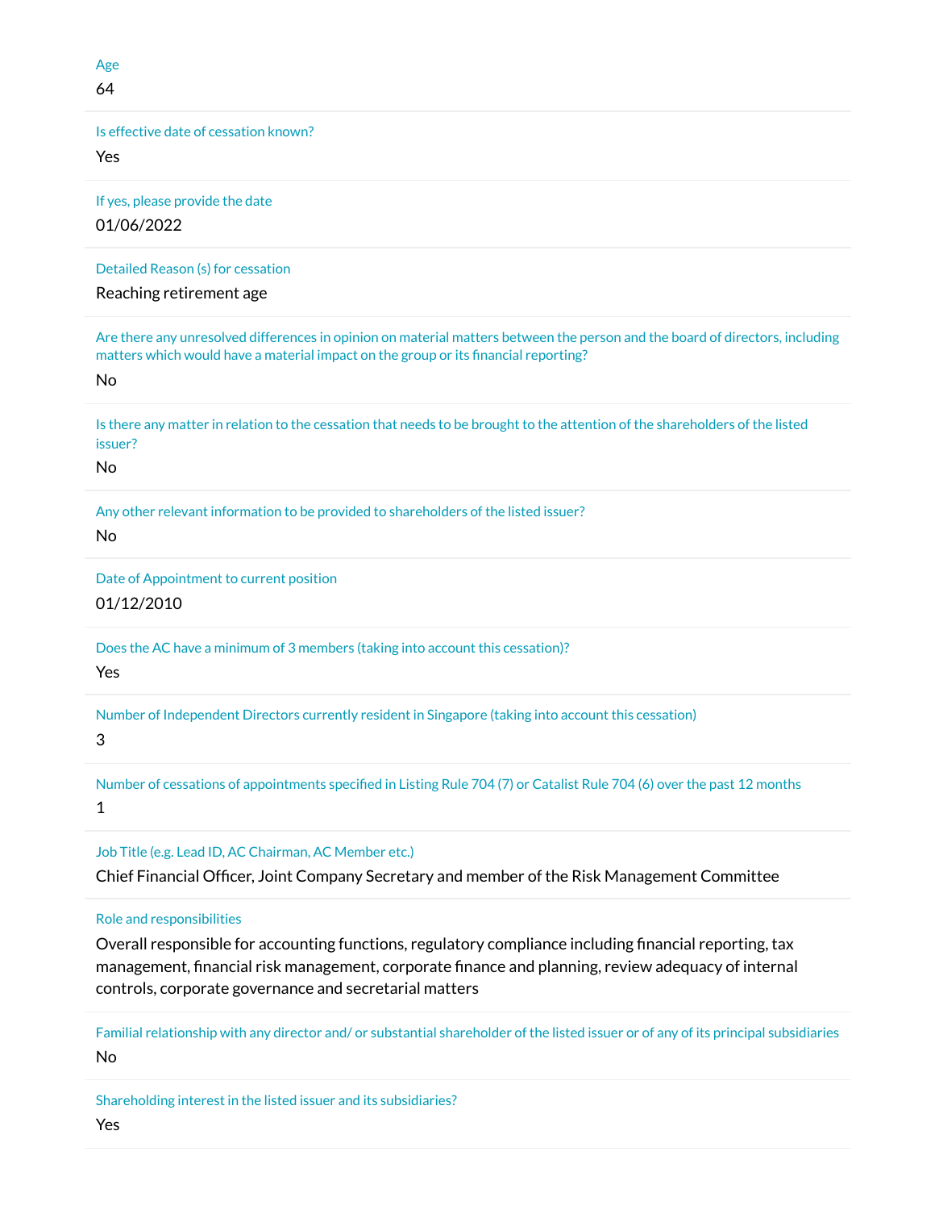Age

64

Is effective date of cessation known?

Yes

If yes, please provide the date

01/06/2022

Detailed Reason (s) for cessation

Reaching retirement age

Are there any unresolved differences in opinion on material matters between the person and the board of directors, including matters which would have a material impact on the group or its financial reporting?

No

Is there any matter in relation to the cessation that needs to be brought to the attention of the shareholders of the listed issuer?

No

Any other relevant information to be provided to shareholders of the listed issuer?

No

Date of Appointment to current position

01/12/2010

Does the AC have a minimum of 3 members (taking into account this cessation)?

Yes

Number of Independent Directors currently resident in Singapore (taking into account this cessation)

3

Number of cessations of appointments specified in Listing Rule 704 (7) or Catalist Rule 704 (6) over the past 12 months

1

Job Title (e.g. Lead ID, AC Chairman, AC Member etc.)

Chief Financial Officer, Joint Company Secretary and member of the Risk Management Committee

Role and responsibilities

Overall responsible for accounting functions, regulatory compliance including financial reporting, tax management, financial risk management, corporate finance and planning, review adequacy of internal controls, corporate governance and secretarial matters

Familial relationship with any director and/ or substantial shareholder of the listed issuer or of any of its principal subsidiaries

No

Shareholding interest in the listed issuer and its subsidiaries?

Yes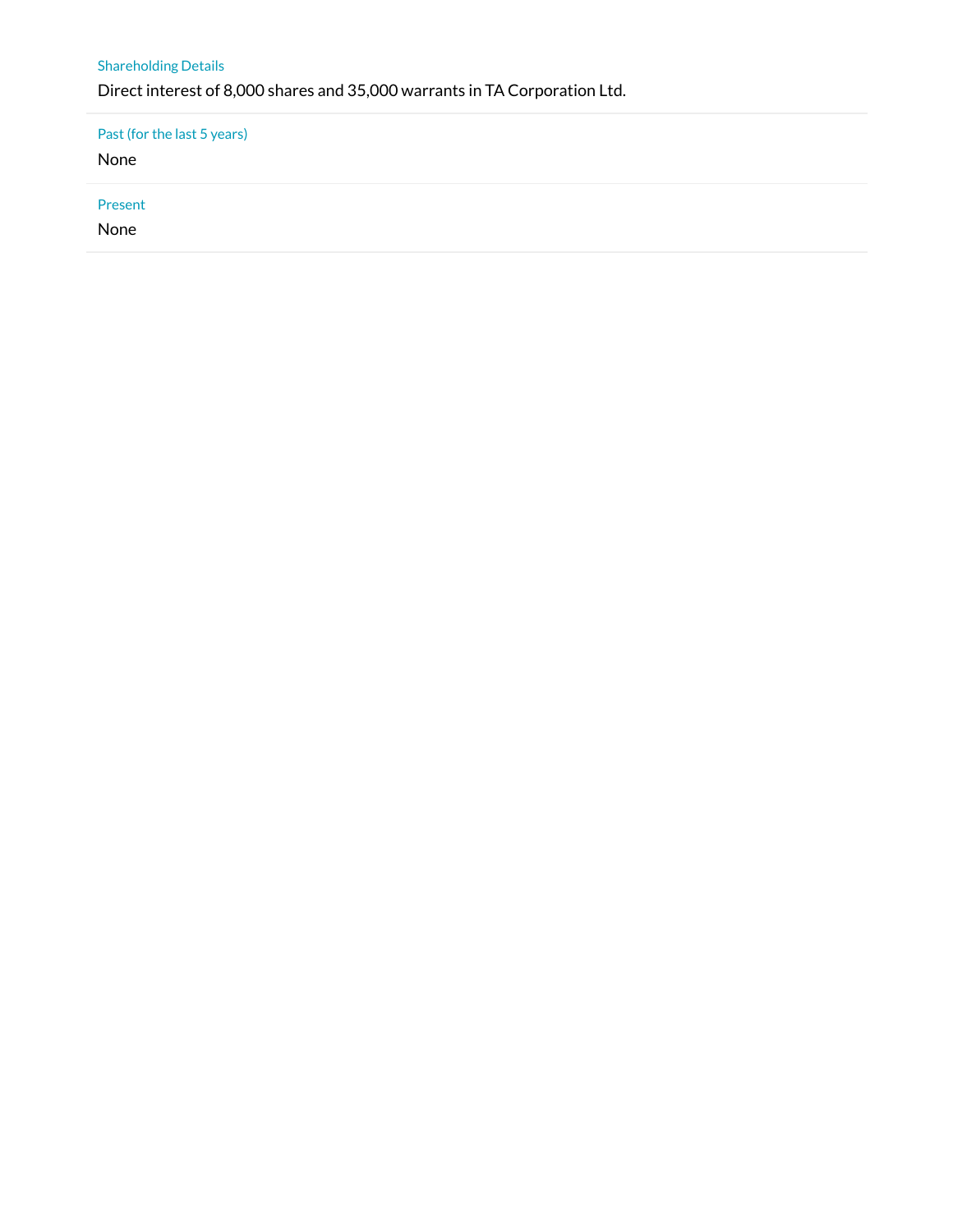Shareholding Details

Direct interest of 8,000 shares and 35,000 warrants in TA Corporation Ltd.

Past (for the last 5 years)

None

Present

None